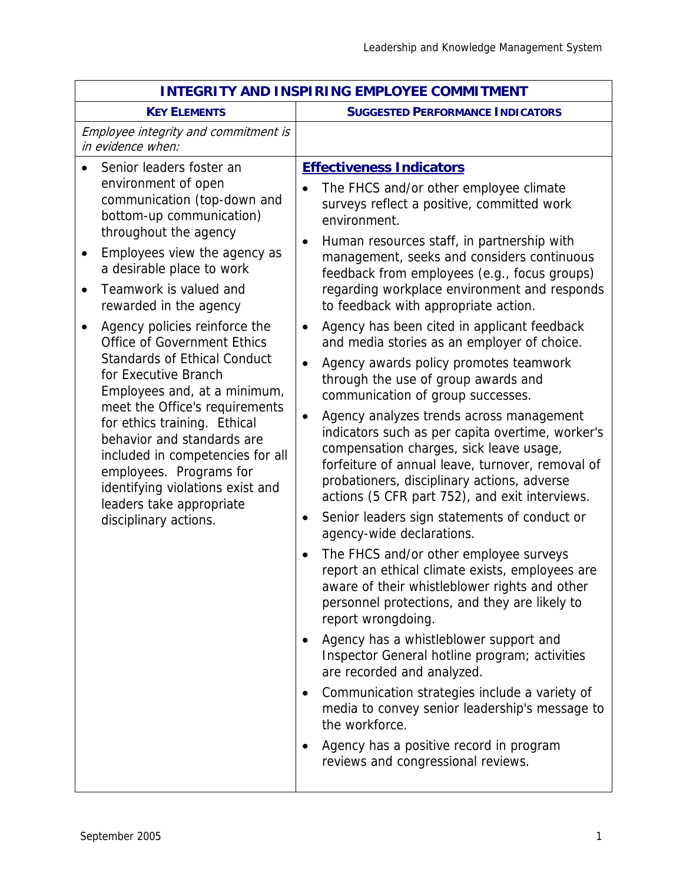| INTEGRITY AND INSPIRING EMPLOYEE COMMITMENT | |
|---|---|
| **KEY ELEMENTS** | **SUGGESTED PERFORMANCE INDICATORS** |
| *Employee integrity and commitment is in evidence when:* | |
| • Senior leaders foster an environment of open communication (top-down and bottom-up communication) throughout the agency<br>• Employees view the agency as a desirable place to work<br>• Teamwork is valued and rewarded in the agency<br>• Agency policies reinforce the Office of Government Ethics Standards of Ethical Conduct for Executive Branch Employees and, at a minimum, meet the Office's requirements for ethics training. Ethical behavior and standards are included in competencies for all employees. Programs for identifying violations exist and leaders take appropriate disciplinary actions. | **Effectiveness Indicators**<br>• The FHCS and/or other employee climate surveys reflect a positive, committed work environment.<br>• Human resources staff, in partnership with management, seeks and considers continuous feedback from employees (e.g., focus groups) regarding workplace environment and responds to feedback with appropriate action.<br>• Agency has been cited in applicant feedback and media stories as an employer of choice.<br>• Agency awards policy promotes teamwork through the use of group awards and communication of group successes.<br>• Agency analyzes trends across management indicators such as per capita overtime, worker's compensation charges, sick leave usage, forfeiture of annual leave, turnover, removal of probationers, disciplinary actions, adverse actions (5 CFR part 752), and exit interviews.<br>• Senior leaders sign statements of conduct or agency-wide declarations.<br>• The FHCS and/or other employee surveys report an ethical climate exists, employees are aware of their whistleblower rights and other personnel protections, and they are likely to report wrongdoing.<br>• Agency has a whistleblower support and Inspector General hotline program; activities are recorded and analyzed.<br>• Communication strategies include a variety of media to convey senior leadership's message to the workforce.<br>• Agency has a positive record in program reviews and congressional reviews. |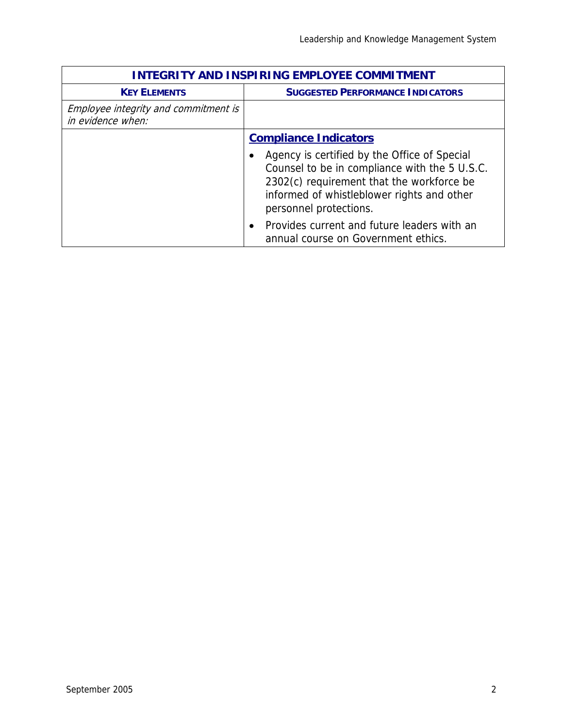| INTEGRITY AND INSPIRING EMPLOYEE COMMITMENT | |
|---|---|
| **KEY ELEMENTS** | **SUGGESTED PERFORMANCE INDICATORS** |
| *Employee integrity and commitment is in evidence when:* | |
| | **Compliance Indicators**<br>• Agency is certified by the Office of Special Counsel to be in compliance with the 5 U.S.C. 2302(c) requirement that the workforce be informed of whistleblower rights and other personnel protections.<br>• Provides current and future leaders with an annual course on Government ethics. |